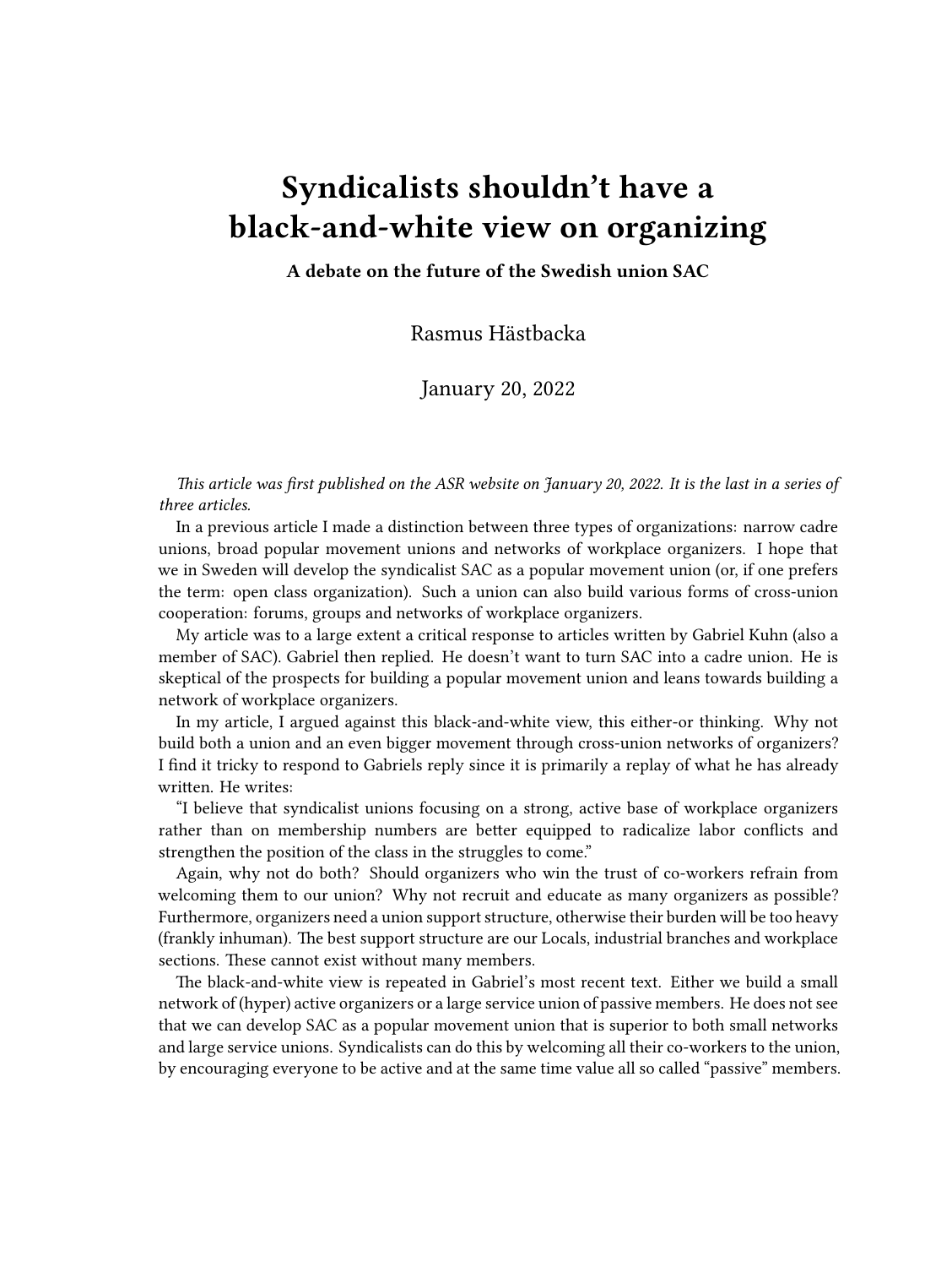# Syndicalists shouldn't have a black-and-white view on organizing

**A debate on the future of the Swedish union SAC**

Rasmus Hästbacka

January 20, 2022

*This article was first published on the ASR website on January 20, 2022. It is the last in a series of three articles.*

In a previous article I made a distinction between three types of organizations: narrow cadre unions, broad popular movement unions and networks of workplace organizers. I hope that we in Sweden will develop the syndicalist SAC as a popular movement union (or, if one prefers the term: open class organization). Such a union can also build various forms of cross-union cooperation: forums, groups and networks of workplace organizers.

My article was to a large extent a critical response to articles written by Gabriel Kuhn (also a member of SAC). Gabriel then replied. He doesn't want to turn SAC into a cadre union. He is skeptical of the prospects for building a popular movement union and leans towards building a network of workplace organizers.

In my article, I argued against this black-and-white view, this either-or thinking. Why not build both a union and an even bigger movement through cross-union networks of organizers? I find it tricky to respond to Gabriels reply since it is primarily a replay of what he has already written. He writes:

"I believe that syndicalist unions focusing on a strong, active base of workplace organizers rather than on membership numbers are better equipped to radicalize labor conflicts and strengthen the position of the class in the struggles to come."

Again, why not do both? Should organizers who win the trust of co-workers refrain from welcoming them to our union? Why not recruit and educate as many organizers as possible? Furthermore, organizers need a union support structure, otherwise their burden will be too heavy (frankly inhuman). The best support structure are our Locals, industrial branches and workplace sections. These cannot exist without many members.

The black-and-white view is repeated in Gabriel's most recent text. Either we build a small network of (hyper) active organizers or a large service union of passive members. He does not see that we can develop SAC as a popular movement union that is superior to both small networks and large service unions. Syndicalists can do this by welcoming all their co-workers to the union, by encouraging everyone to be active and at the same time value all so called "passive" members.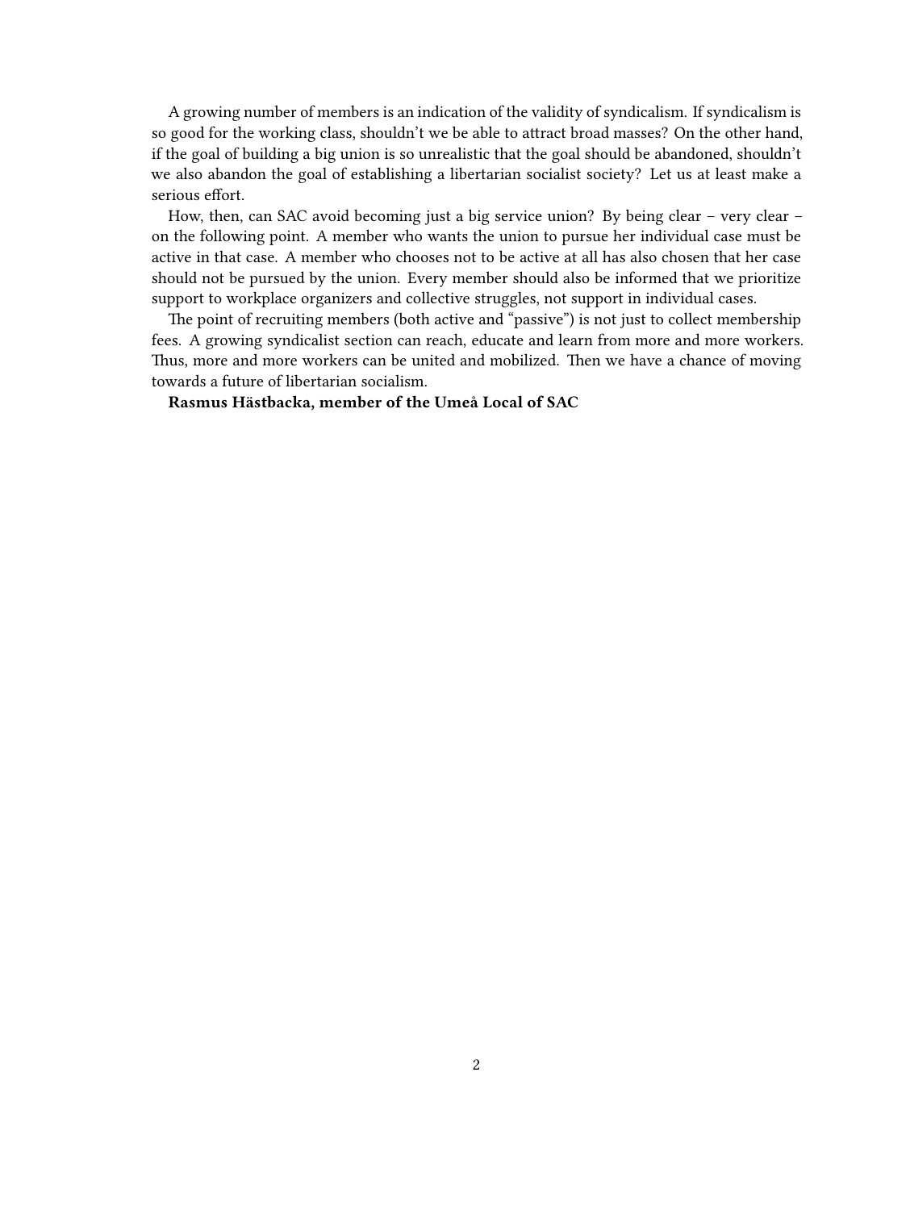A growing number of members is an indication of the validity of syndicalism. If syndicalism is so good for the working class, shouldn't we be able to attract broad masses? On the other hand, if the goal of building a big union is so unrealistic that the goal should be abandoned, shouldn't we also abandon the goal of establishing a libertarian socialist society? Let us at least make a serious effort.

How, then, can SAC avoid becoming just a big service union? By being clear – very clear – on the following point. A member who wants the union to pursue her individual case must be active in that case. A member who chooses not to be active at all has also chosen that her case should not be pursued by the union. Every member should also be informed that we prioritize support to workplace organizers and collective struggles, not support in individual cases.

The point of recruiting members (both active and "passive") is not just to collect membership fees. A growing syndicalist section can reach, educate and learn from more and more workers. Thus, more and more workers can be united and mobilized. Then we have a chance of moving towards a future of libertarian socialism.

**Rasmus Hästbacka, member of the Umeå Local of SAC**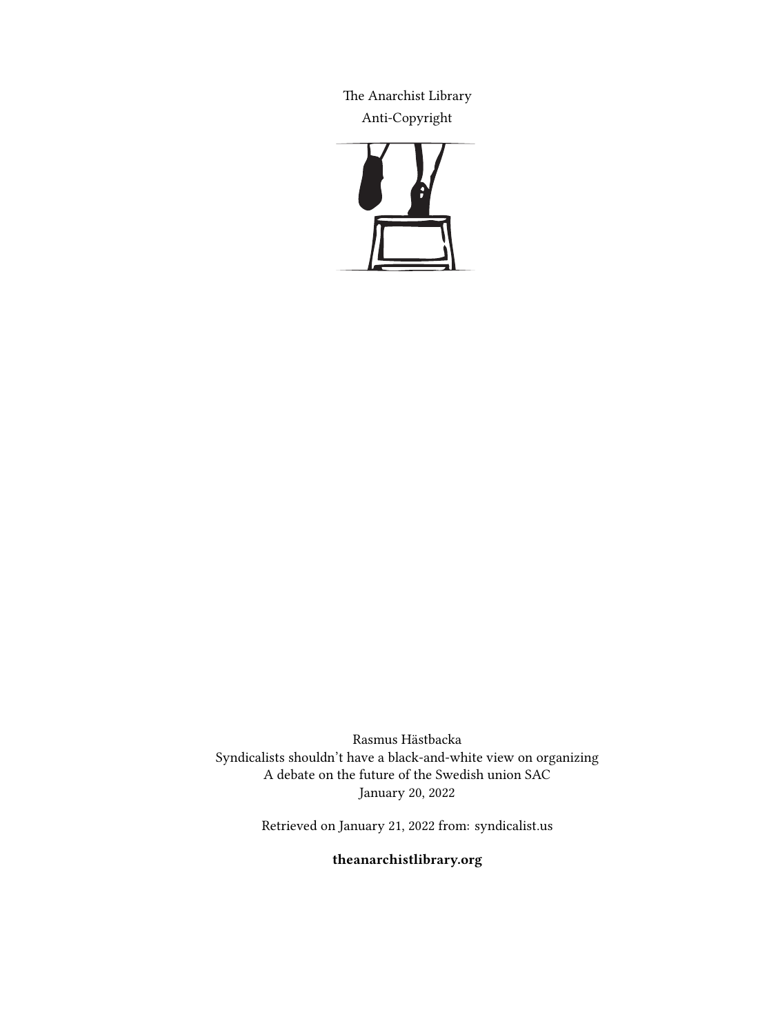The Anarchist Library
Anti-Copyright

Rasmus Hästbacka
Syndicalists shouldn't have a black-and-white view on organizing
A debate on the future of the Swedish union SAC
January 20, 2022

Retrieved on January 21, 2022 from: syndicalist.us

**theanarchistlibrary.org**